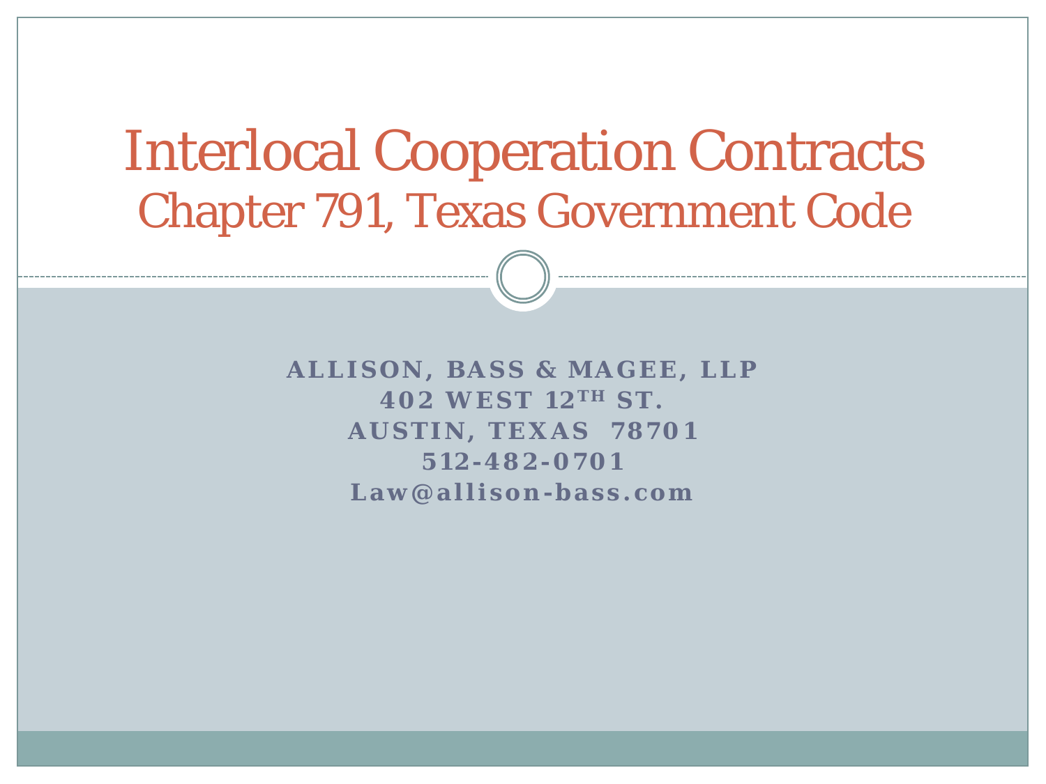# Interlocal Cooperation Contracts

## Chapter 791, Texas Government Code

**ALLISON, BASS & MAGEE, LLP**
**402 WEST 12TH ST.**
**AUSTIN, TEXAS 78701**
**512-482-0701**
**Law@allison-bass.com**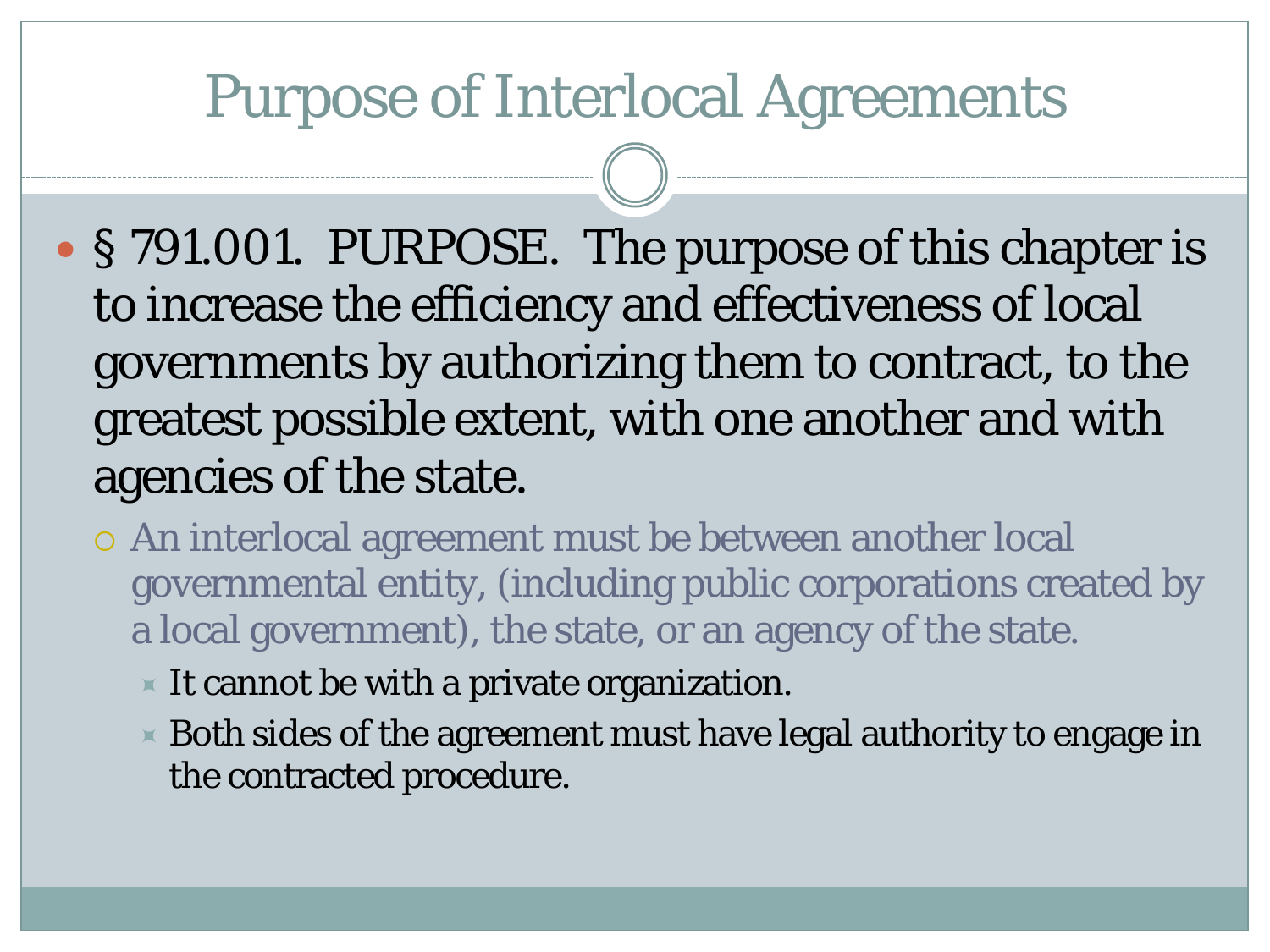# Purpose of Interlocal Agreements

- § 791.001. PURPOSE. The purpose of this chapter is to increase the efficiency and effectiveness of local governments by authorizing them to contract, to the greatest possible extent, with one another and with agencies of the state.
  - An interlocal agreement must be between another local governmental entity, (including public corporations created by a local government), the state, or an agency of the state.
    - It cannot be with a private organization.
    - Both sides of the agreement must have legal authority to engage in the contracted procedure.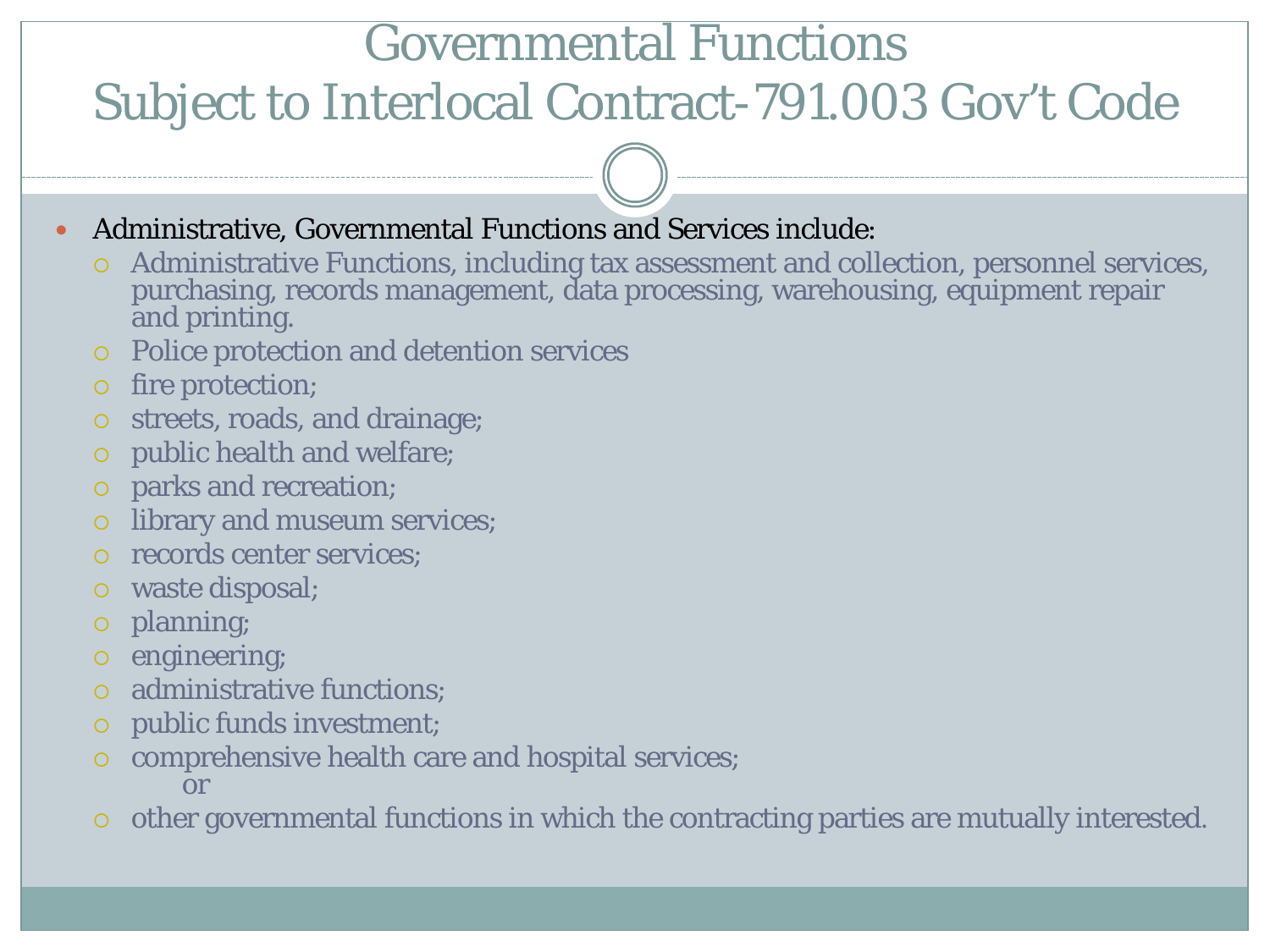# Governmental Functions
# Subject to Interlocal Contract- 791.003 Gov't Code

- Administrative, Governmental Functions and Services include:
  - Administrative Functions, including tax assessment and collection, personnel services, purchasing, records management, data processing, warehousing, equipment repair and printing.
  - Police protection and detention services
  - fire protection;
  - streets, roads, and drainage;
  - public health and welfare;
  - parks and recreation;
  - library and museum services;
  - records center services;
  - waste disposal;
  - planning;
  - engineering;
  - administrative functions;
  - public funds investment;
  - comprehensive health care and hospital services;
    
    or
  - other governmental functions in which the contracting parties are mutually interested.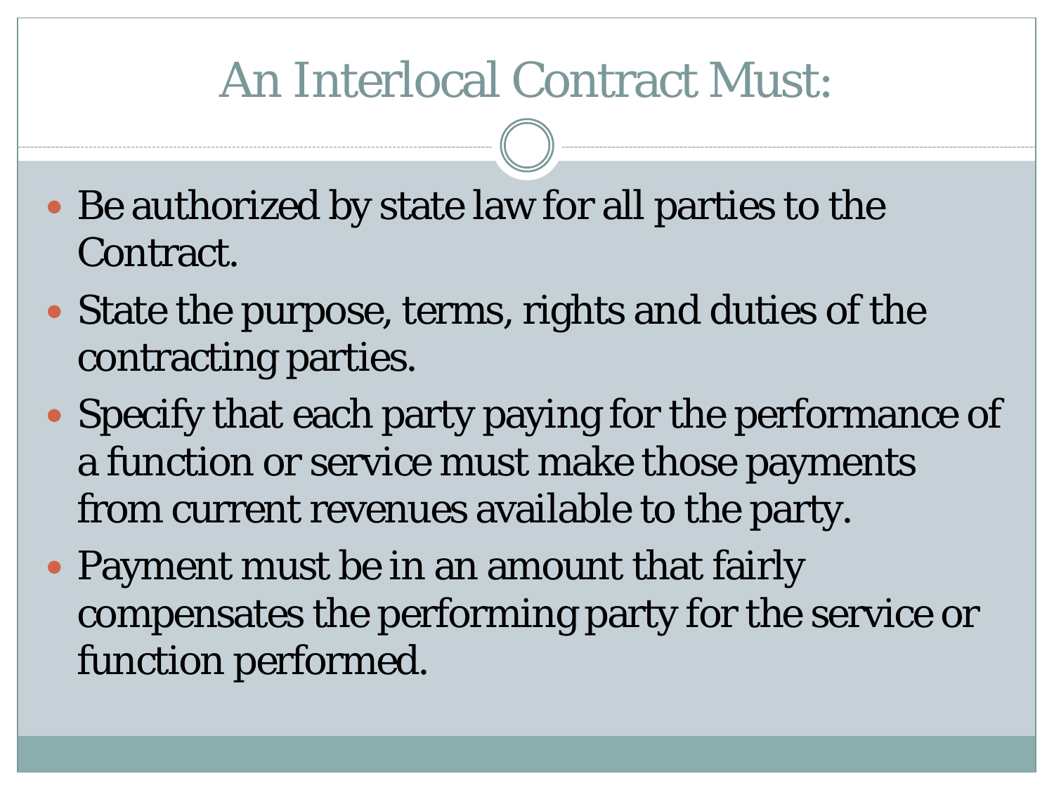# An Interlocal Contract Must:

- Be authorized by state law for all parties to the Contract.
- State the purpose, terms, rights and duties of the contracting parties.
- Specify that each party paying for the performance of a function or service must make those payments from current revenues available to the party.
- Payment must be in an amount that fairly compensates the performing party for the service or function performed.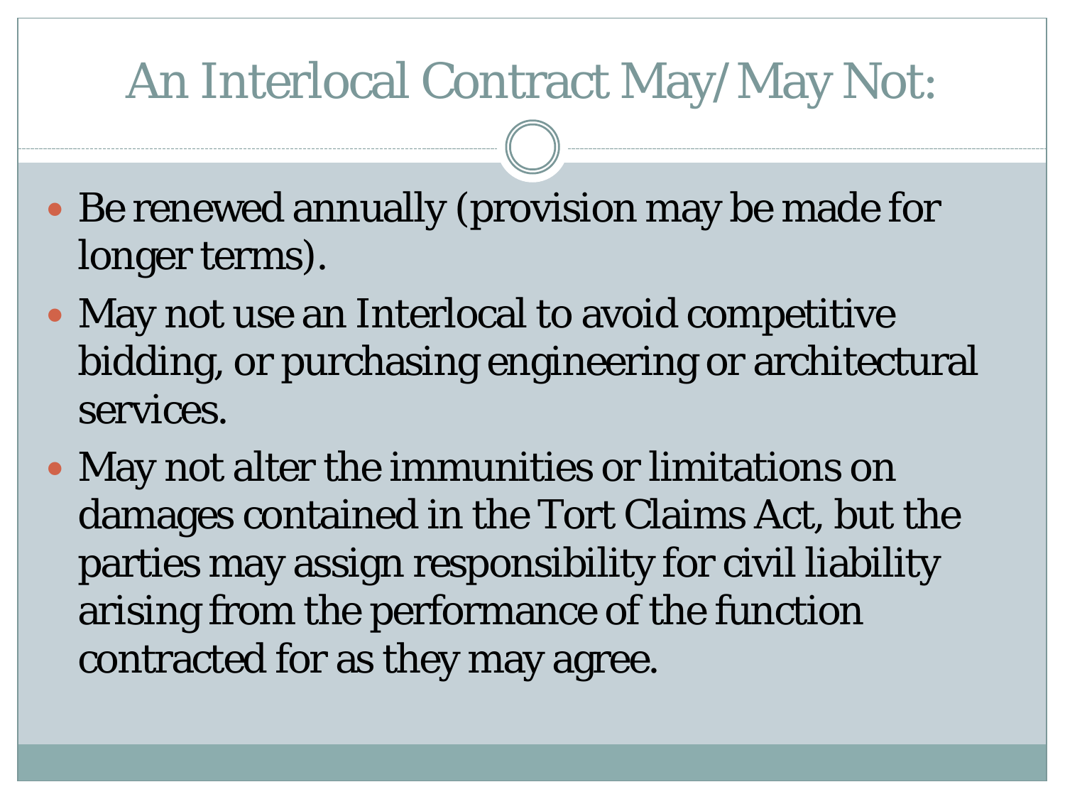# An Interlocal Contract May/May Not:

- Be renewed annually (provision may be made for longer terms).
- May not use an Interlocal to avoid competitive bidding, or purchasing engineering or architectural services.
- May not alter the immunities or limitations on damages contained in the Tort Claims Act, but the parties may assign responsibility for civil liability arising from the performance of the function contracted for as they may agree.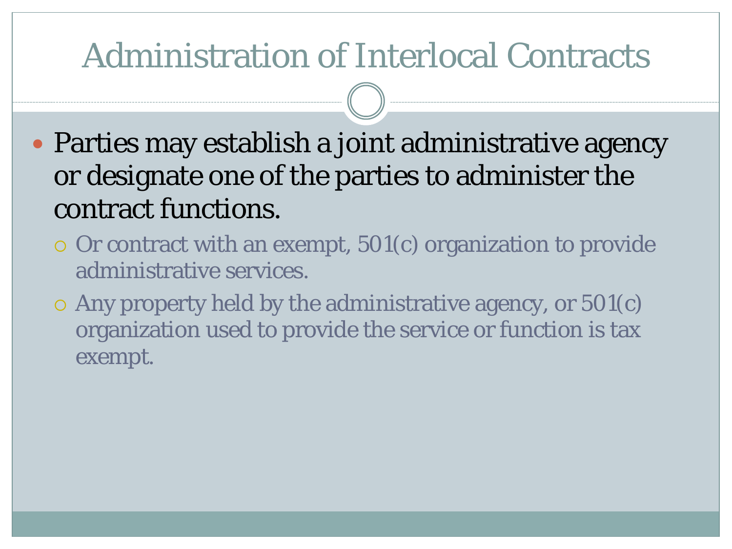# Administration of Interlocal Contracts

- Parties may establish a joint administrative agency or designate one of the parties to administer the contract functions.
  - Or contract with an exempt, 501(c) organization to provide administrative services.
  - Any property held by the administrative agency, or 501(c) organization used to provide the service or function is tax exempt.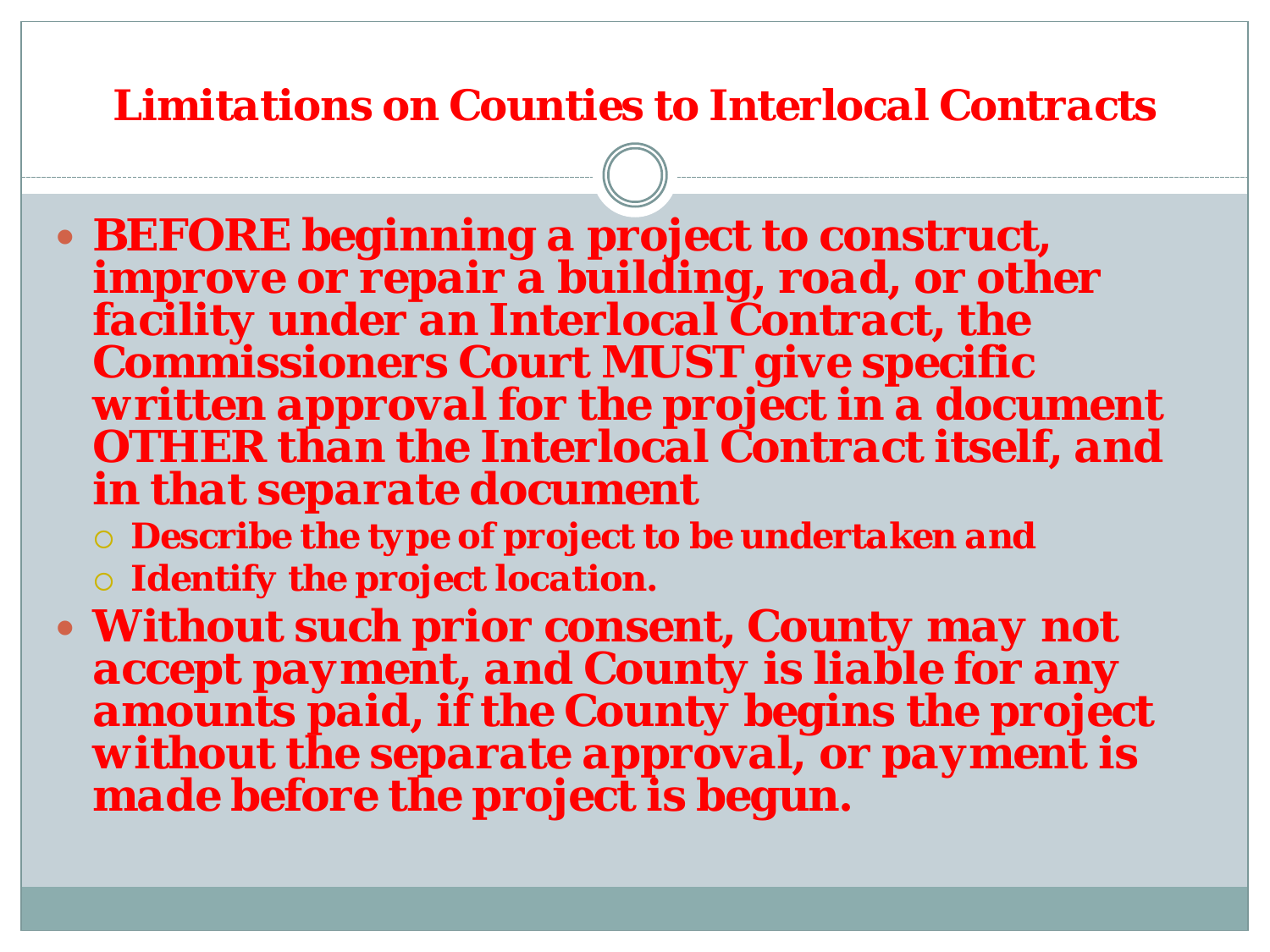# Limitations on Counties to Interlocal Contracts

- **BEFORE beginning a project to construct, improve or repair a building, road, or other facility under an Interlocal Contract, the Commissioners Court MUST give specific written approval for the project in a document OTHER than the Interlocal Contract itself, and in that separate document**
  - **Describe the type of project to be undertaken and**
  - **Identify the project location.**
- **Without such prior consent, County may not accept payment, and County is liable for any amounts paid, if the County begins the project without the separate approval, or payment is made before the project is begun.**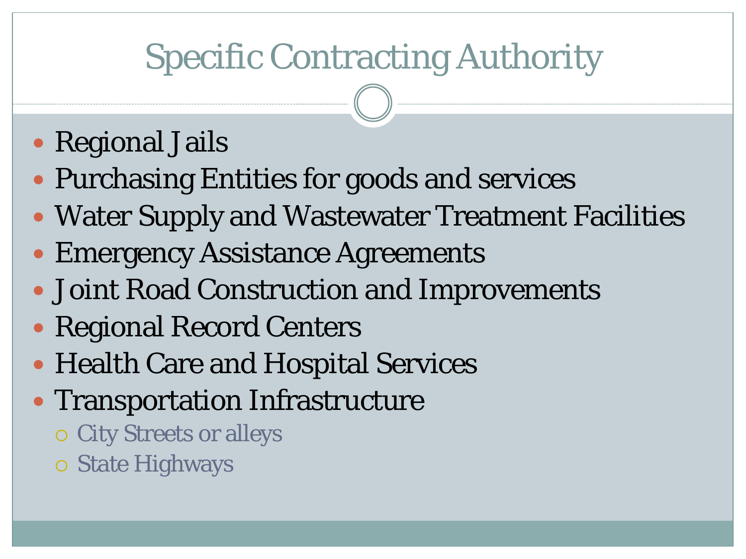# Specific Contracting Authority

- Regional Jails
- Purchasing Entities for goods and services
- Water Supply and Wastewater Treatment Facilities
- Emergency Assistance Agreements
- Joint Road Construction and Improvements
- Regional Record Centers
- Health Care and Hospital Services
- Transportation Infrastructure
  - City Streets or alleys
  - State Highways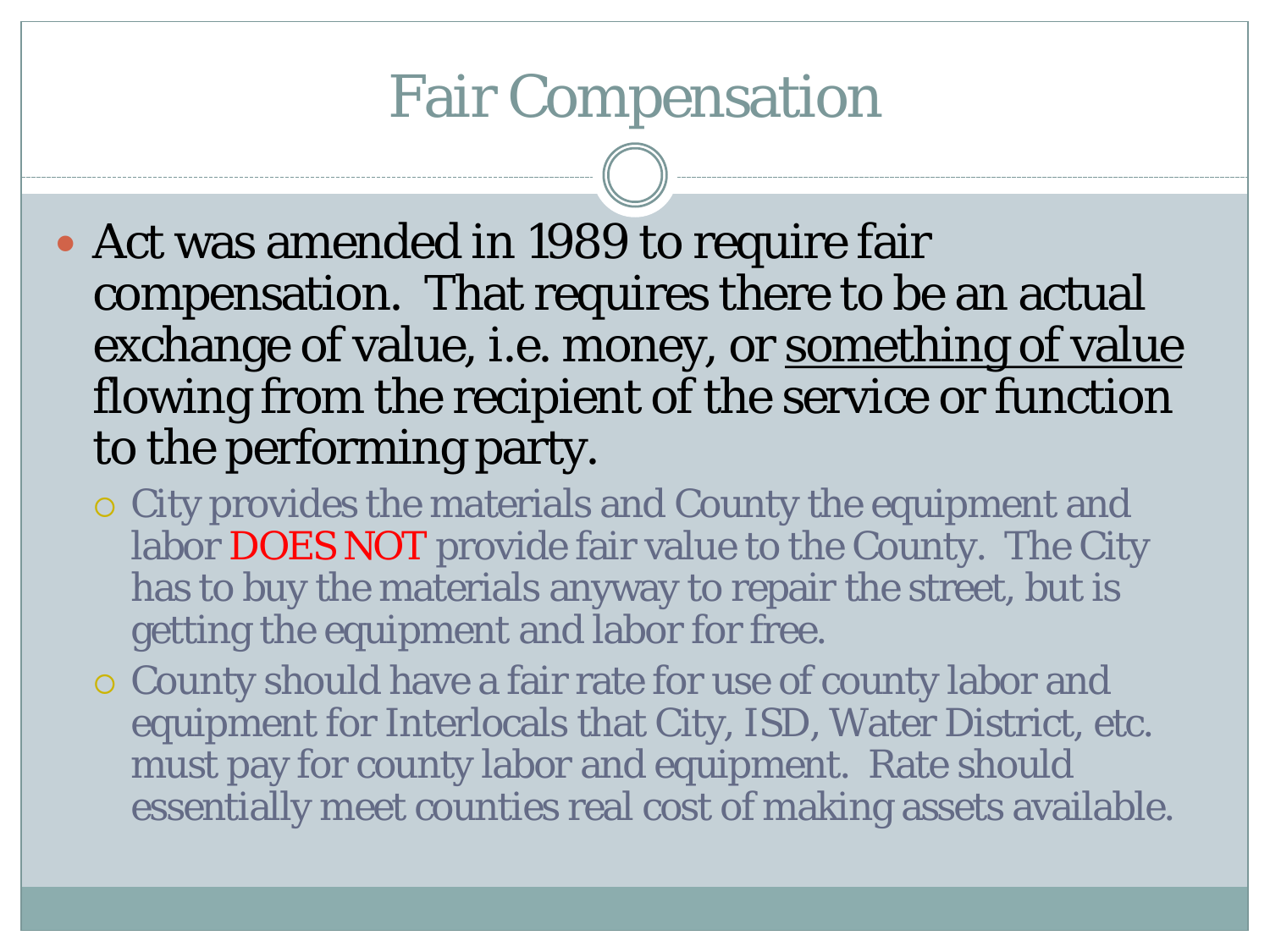# Fair Compensation

- Act was amended in 1989 to require fair compensation. That requires there to be an actual exchange of value, i.e. money, or <u>something of value</u> flowing from the recipient of the service or function to the performing party.
  - City provides the materials and County the equipment and labor DOES NOT provide fair value to the County. The City has to buy the materials anyway to repair the street, but is getting the equipment and labor for free.
  - County should have a fair rate for use of county labor and equipment for Interlocals that City, ISD, Water District, etc. must pay for county labor and equipment. Rate should essentially meet counties real cost of making assets available.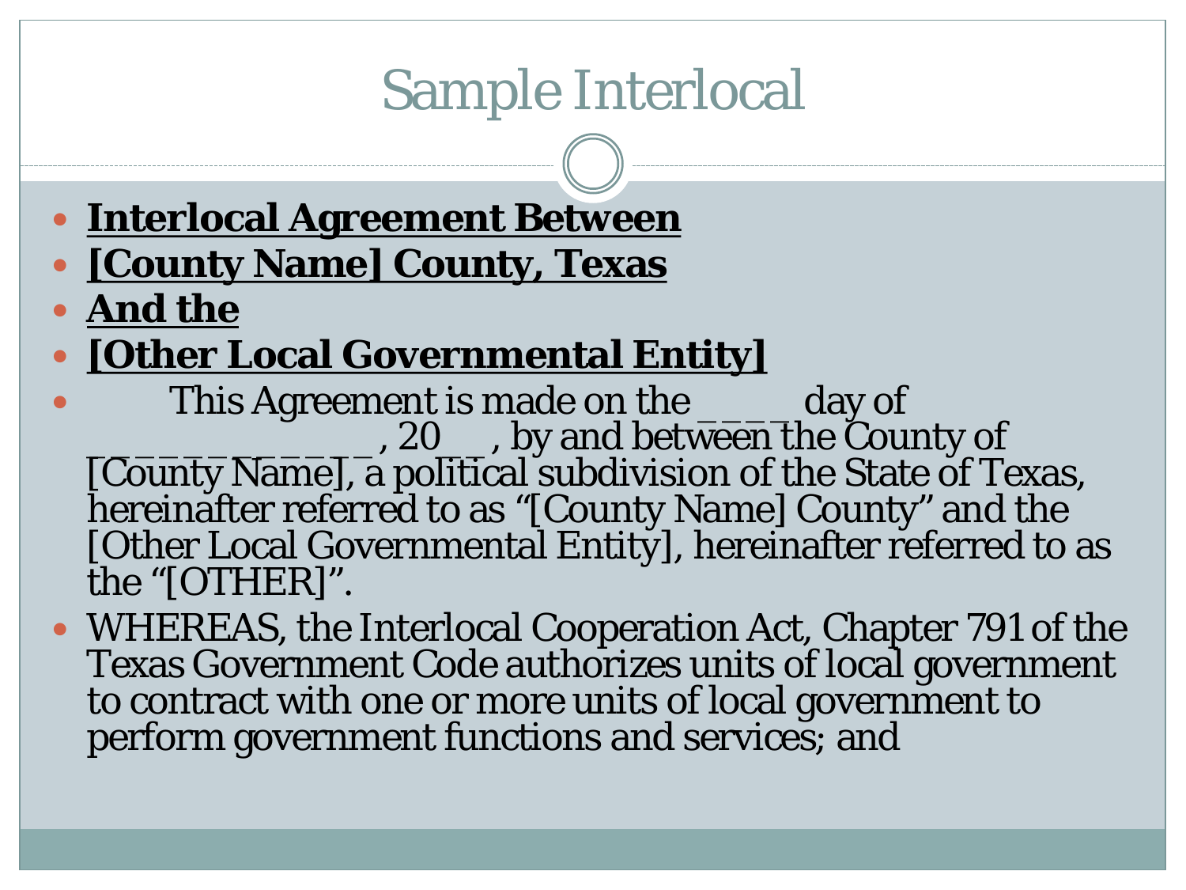# Sample Interlocal

- **<u>Interlocal Agreement Between</u>**
- **<u>[County Name] County, Texas</u>**
- **<u>And the</u>**
- **<u>[Other Local Governmental Entity]</u>**
- This Agreement is made on the ____ day of ____________, 20__, by and between the County of [County Name], a political subdivision of the State of Texas, hereinafter referred to as "[County Name] County" and the [Other Local Governmental Entity], hereinafter referred to as the "[OTHER]".
- WHEREAS, the Interlocal Cooperation Act, Chapter 791 of the Texas Government Code authorizes units of local government to contract with one or more units of local government to perform government functions and services; and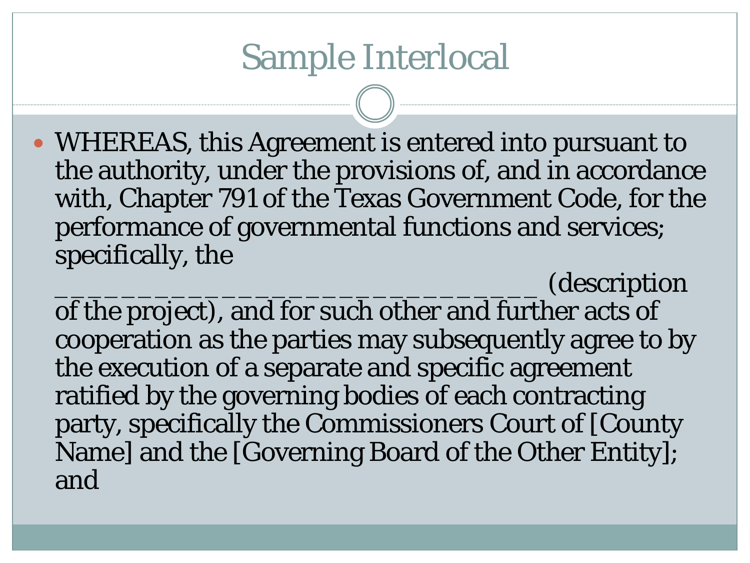# Sample Interlocal

- WHEREAS, this Agreement is entered into pursuant to the authority, under the provisions of, and in accordance with, Chapter 791 of the Texas Government Code, for the performance of governmental functions and services; specifically, the ______________________________ (description of the project), and for such other and further acts of cooperation as the parties may subsequently agree to by the execution of a separate and specific agreement ratified by the governing bodies of each contracting party, specifically the Commissioners Court of [County Name] and the [Governing Board of the Other Entity]; and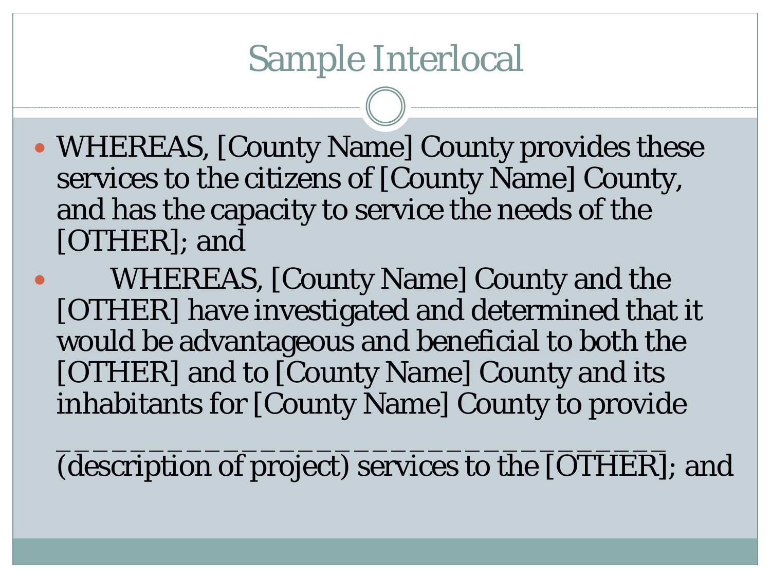# Sample Interlocal

- WHEREAS, [County Name] County provides these services to the citizens of [County Name] County, and has the capacity to service the needs of the [OTHER]; and
- WHEREAS, [County Name] County and the [OTHER] have investigated and determined that it would be advantageous and beneficial to both the [OTHER] and to [County Name] County and its inhabitants for [County Name] County to provide

  ___________________________________ (description of project) services to the [OTHER]; and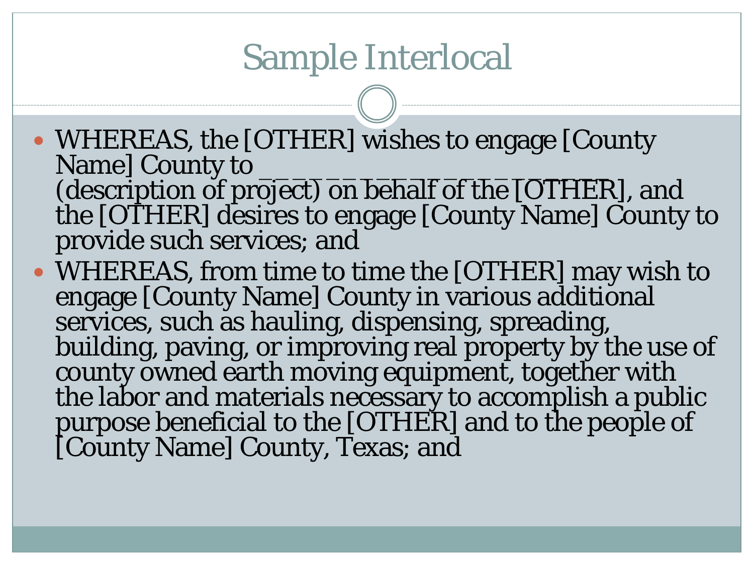# Sample Interlocal

- WHEREAS, the [OTHER] wishes to engage [County Name] County to ____________________ (description of project) on behalf of the [OTHER], and the [OTHER] desires to engage [County Name] County to provide such services; and
- WHEREAS, from time to time the [OTHER] may wish to engage [County Name] County in various additional services, such as hauling, dispensing, spreading, building, paving, or improving real property by the use of county owned earth moving equipment, together with the labor and materials necessary to accomplish a public purpose beneficial to the [OTHER] and to the people of [County Name] County, Texas; and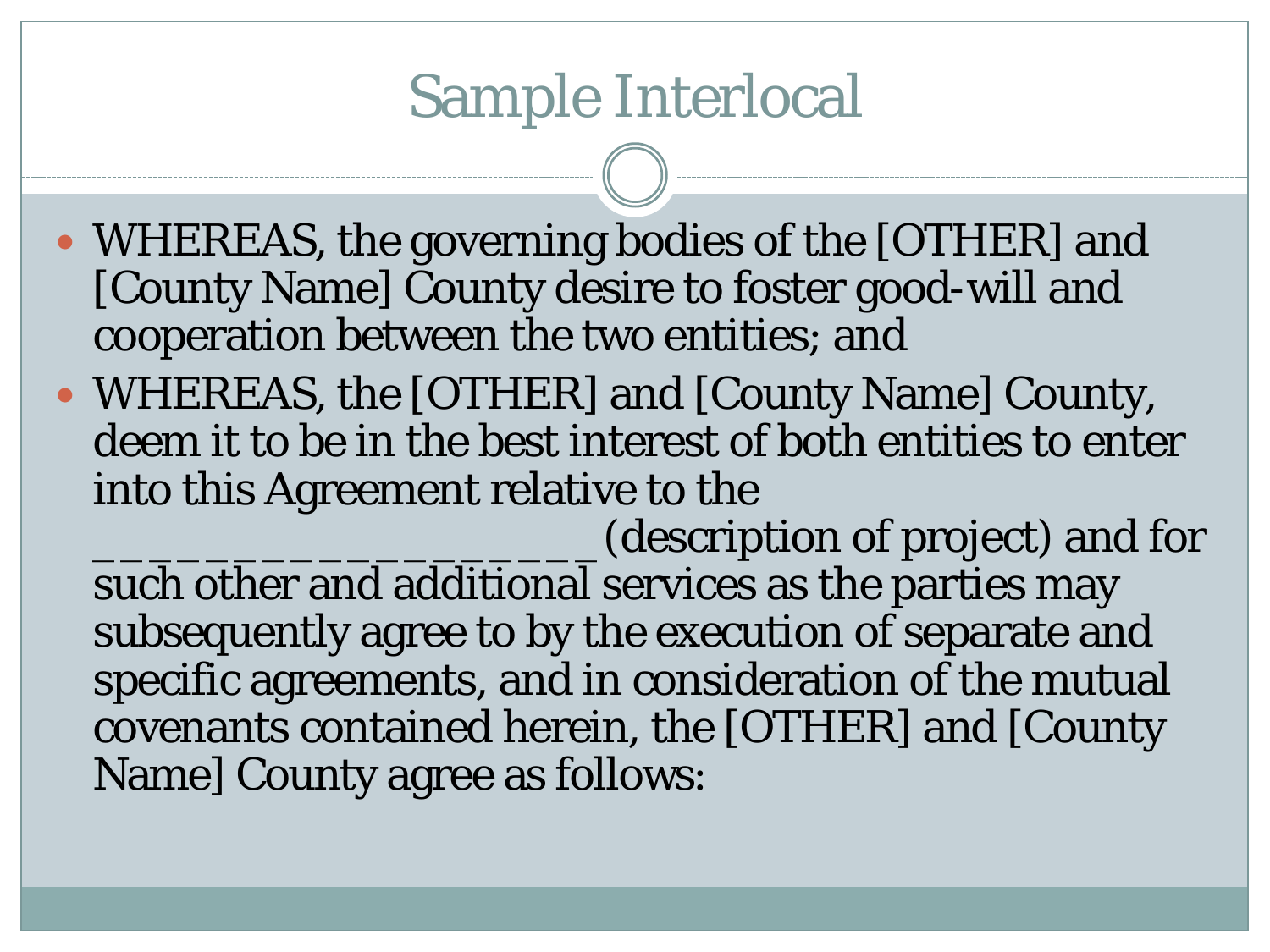# Sample Interlocal

- WHEREAS, the governing bodies of the [OTHER] and [County Name] County desire to foster good-will and cooperation between the two entities; and
- WHEREAS, the [OTHER] and [County Name] County, deem it to be in the best interest of both entities to enter into this Agreement relative to the ___________________(description of project) and for such other and additional services as the parties may subsequently agree to by the execution of separate and specific agreements, and in consideration of the mutual covenants contained herein, the [OTHER] and [County Name] County agree as follows: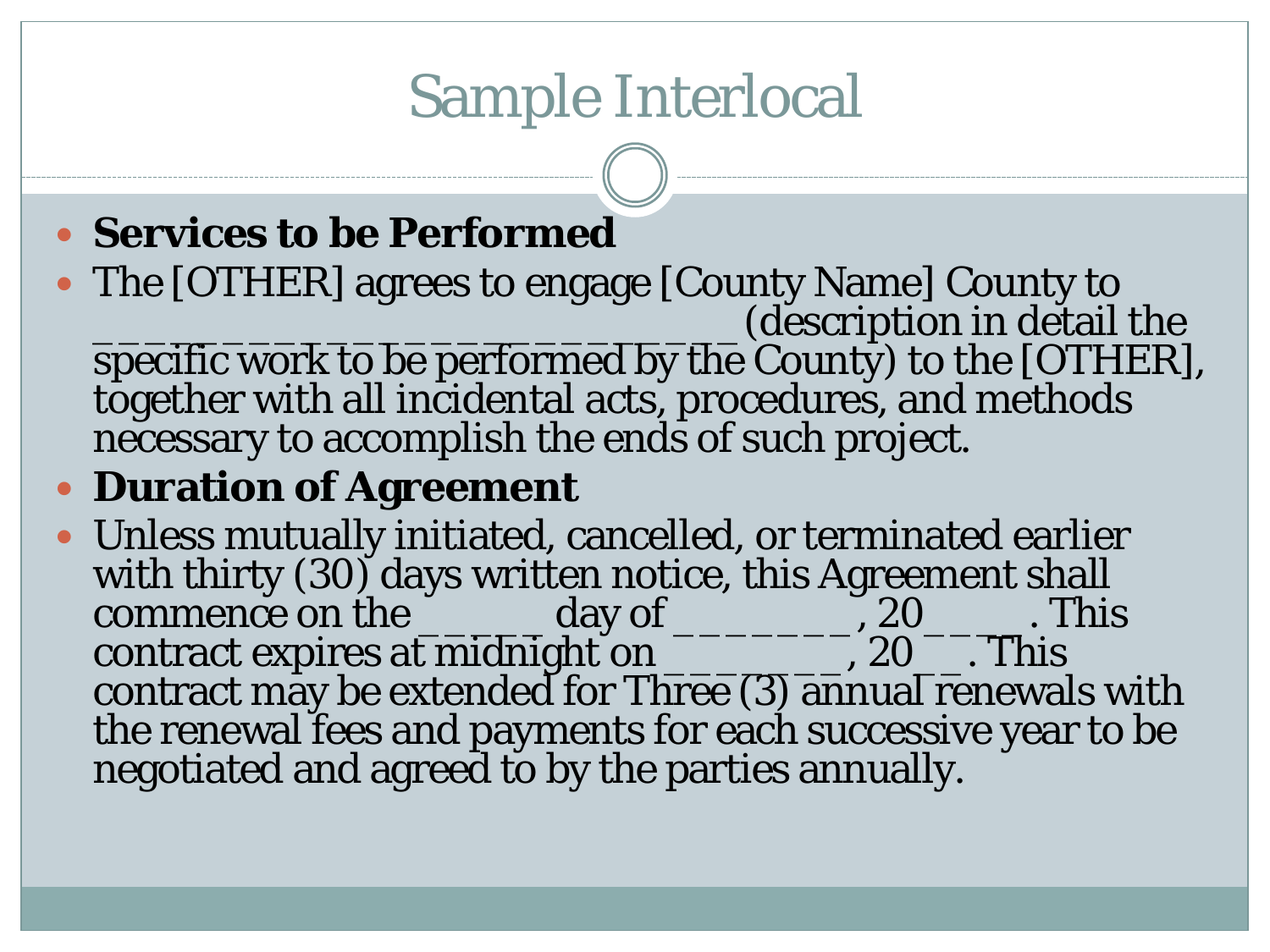# Sample Interlocal

- **Services to be Performed**
- The [OTHER] agrees to engage [County Name] County to ___________________________ (description in detail the specific work to be performed by the County) to the [OTHER], together with all incidental acts, procedures, and methods necessary to accomplish the ends of such project.
- **Duration of Agreement**
- Unless mutually initiated, cancelled, or terminated earlier with thirty (30) days written notice, this Agreement shall commence on the _____ day of _______, 20____. This contract expires at midnight on ________, 20__. This contract may be extended for Three (3) annual renewals with the renewal fees and payments for each successive year to be negotiated and agreed to by the parties annually.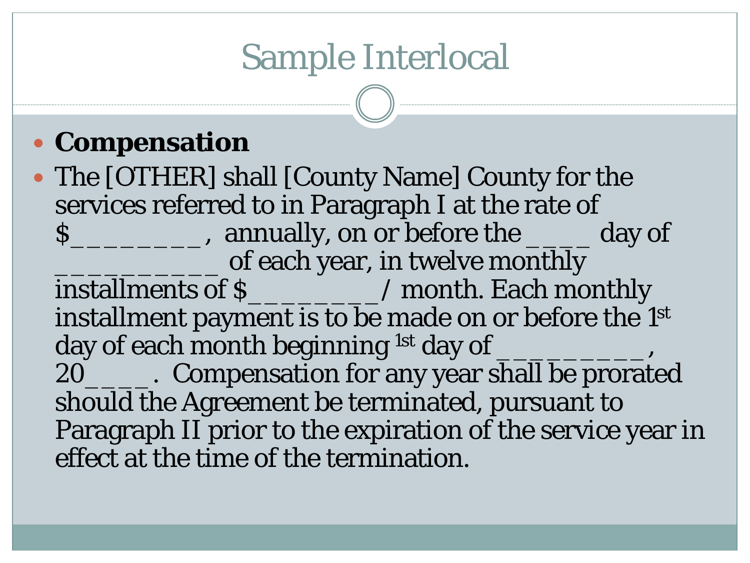# Sample Interlocal

- **Compensation**
- The [OTHER] shall [County Name] County for the services referred to in Paragraph I at the rate of $_________, annually, on or before the ____ day of ___________ of each year, in twelve monthly installments of $_________/ month. Each monthly installment payment is to be made on or before the 1st day of each month beginning 1st day of _________, 20____. Compensation for any year shall be prorated should the Agreement be terminated, pursuant to Paragraph II prior to the expiration of the service year in effect at the time of the termination.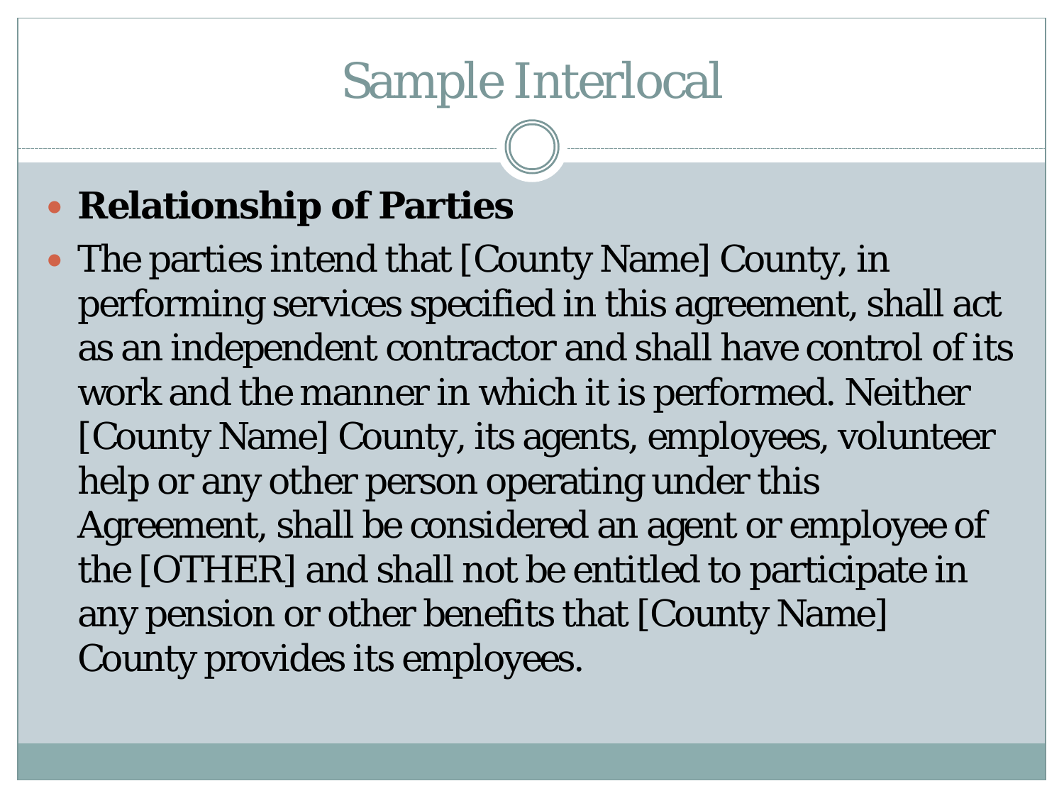# Sample Interlocal

- **Relationship of Parties**
- The parties intend that [County Name] County, in performing services specified in this agreement, shall act as an independent contractor and shall have control of its work and the manner in which it is performed. Neither [County Name] County, its agents, employees, volunteer help or any other person operating under this Agreement, shall be considered an agent or employee of the [OTHER] and shall not be entitled to participate in any pension or other benefits that [County Name] County provides its employees.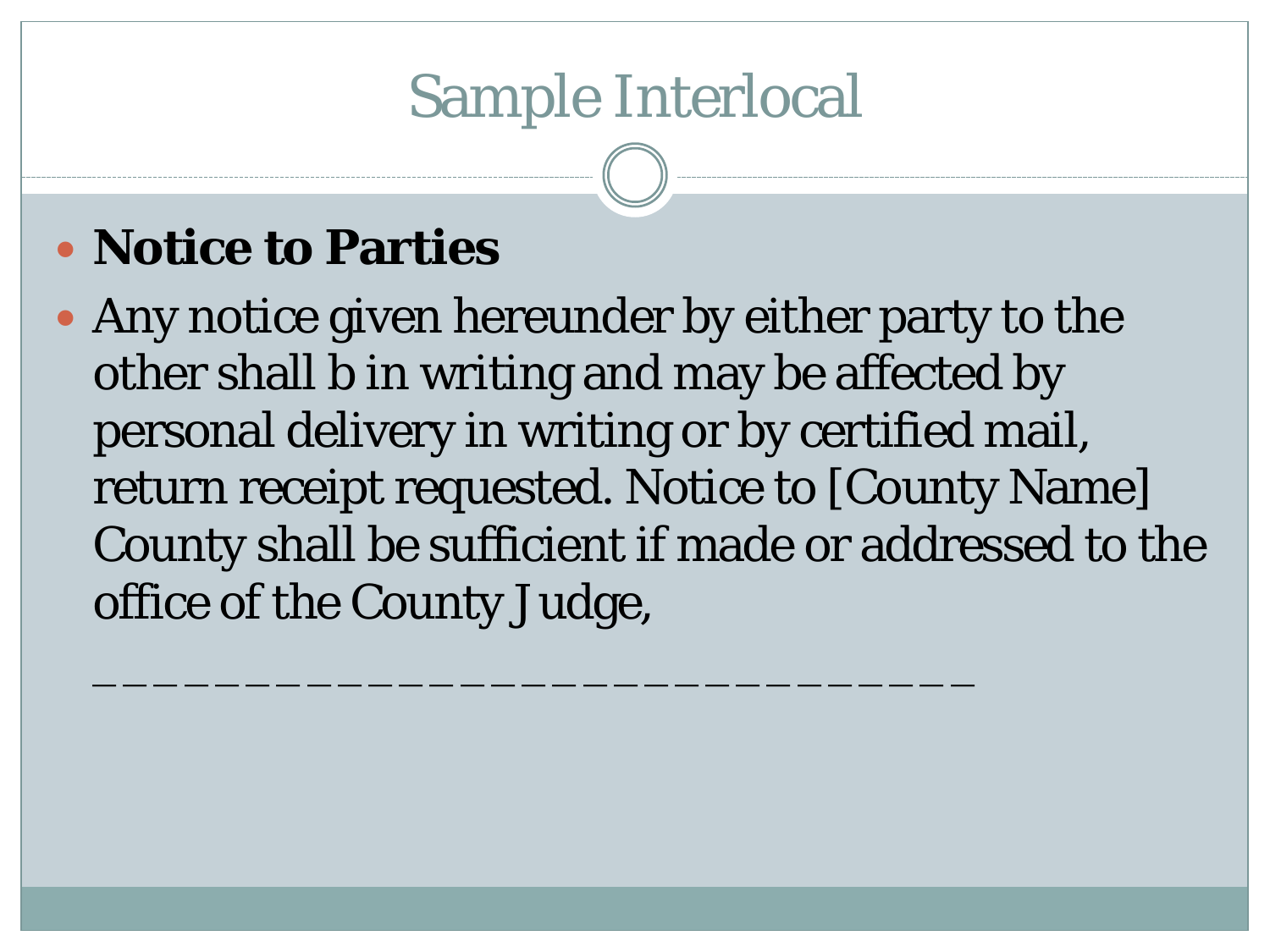# Sample Interlocal

- **Notice to Parties**
- Any notice given hereunder by either party to the other shall b in writing and may be affected by personal delivery in writing or by certified mail, return receipt requested. Notice to [County Name] County shall be sufficient if made or addressed to the office of the County Judge,

  _______________________________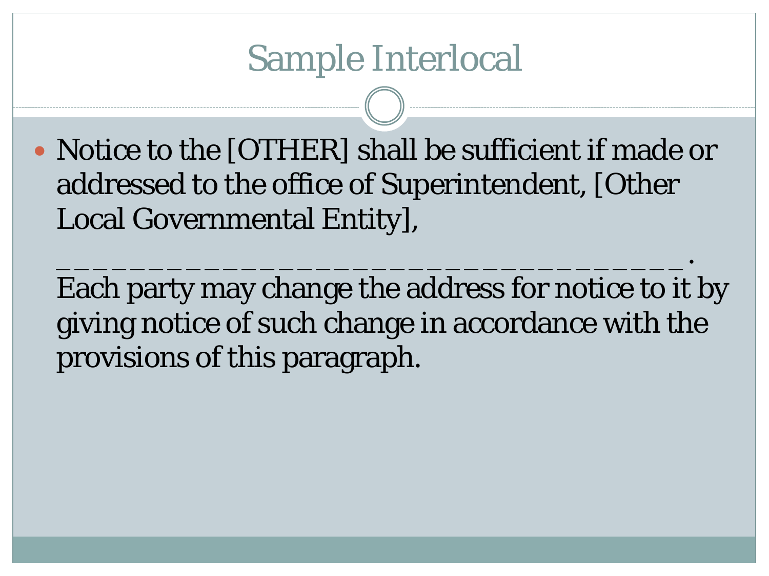# Sample Interlocal

- Notice to the [OTHER] shall be sufficient if made or addressed to the office of Superintendent, [Other Local Governmental Entity],

  ____________________________________.
  Each party may change the address for notice to it by giving notice of such change in accordance with the provisions of this paragraph.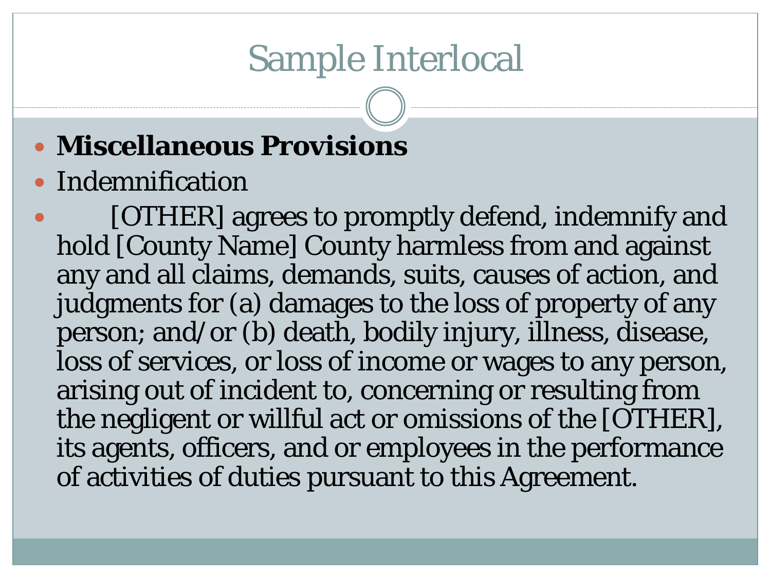# Sample Interlocal

- **Miscellaneous Provisions**
- Indemnification
- [OTHER] agrees to promptly defend, indemnify and hold [County Name] County harmless from and against any and all claims, demands, suits, causes of action, and judgments for (a) damages to the loss of property of any person; and/or (b) death, bodily injury, illness, disease, loss of services, or loss of income or wages to any person, arising out of incident to, concerning or resulting from the negligent or willful act or omissions of the [OTHER], its agents, officers, and or employees in the performance of activities of duties pursuant to this Agreement.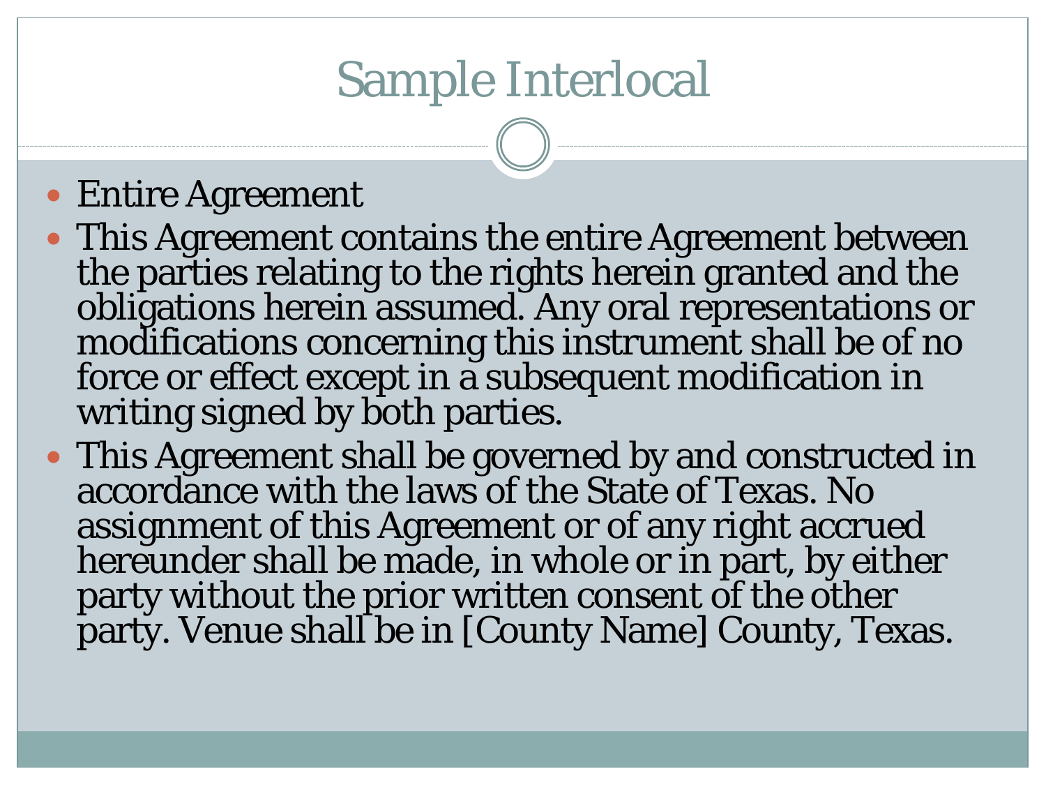# Sample Interlocal

- Entire Agreement
- This Agreement contains the entire Agreement between the parties relating to the rights herein granted and the obligations herein assumed. Any oral representations or modifications concerning this instrument shall be of no force or effect except in a subsequent modification in writing signed by both parties.
- This Agreement shall be governed by and constructed in accordance with the laws of the State of Texas. No assignment of this Agreement or of any right accrued hereunder shall be made, in whole or in part, by either party without the prior written consent of the other party. Venue shall be in [County Name] County, Texas.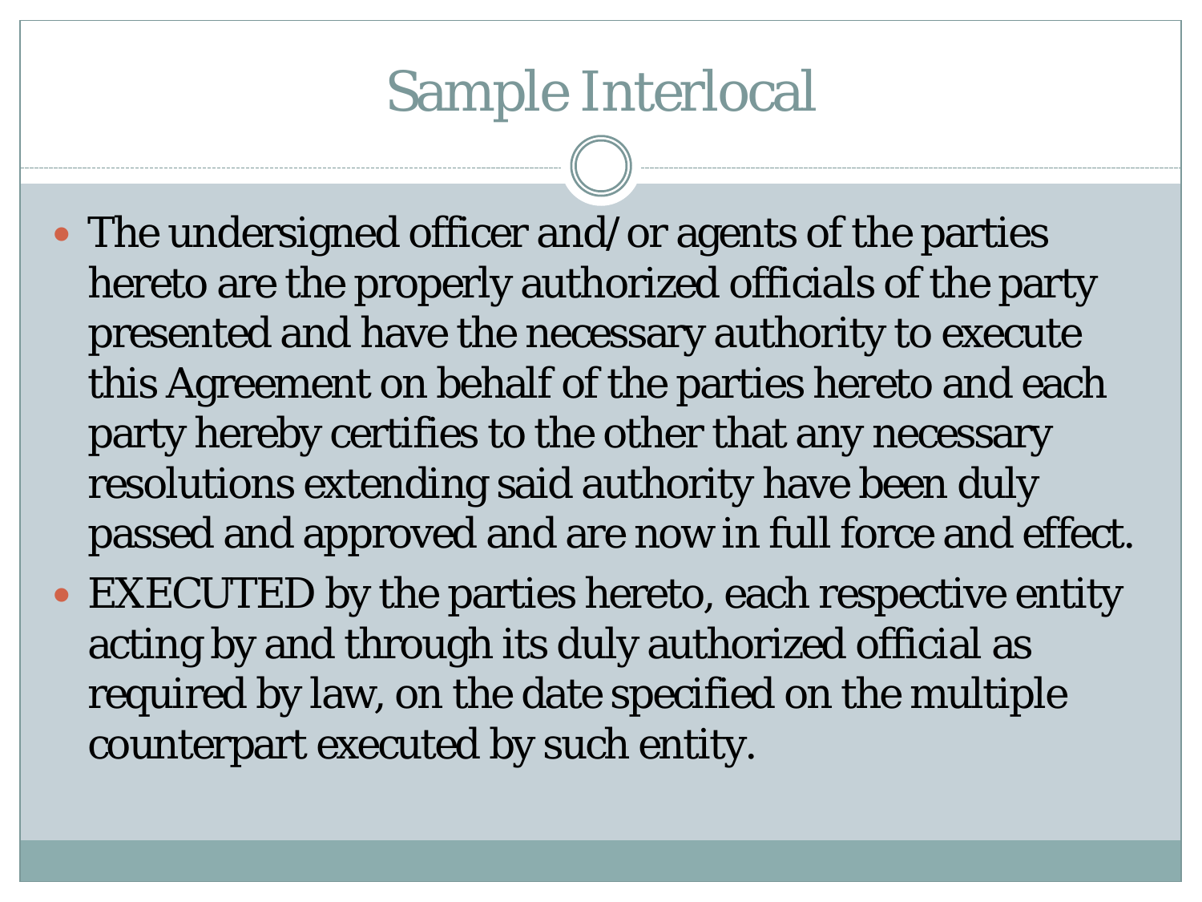# Sample Interlocal

- The undersigned officer and/or agents of the parties hereto are the properly authorized officials of the party presented and have the necessary authority to execute this Agreement on behalf of the parties hereto and each party hereby certifies to the other that any necessary resolutions extending said authority have been duly passed and approved and are now in full force and effect.
- EXECUTED by the parties hereto, each respective entity acting by and through its duly authorized official as required by law, on the date specified on the multiple counterpart executed by such entity.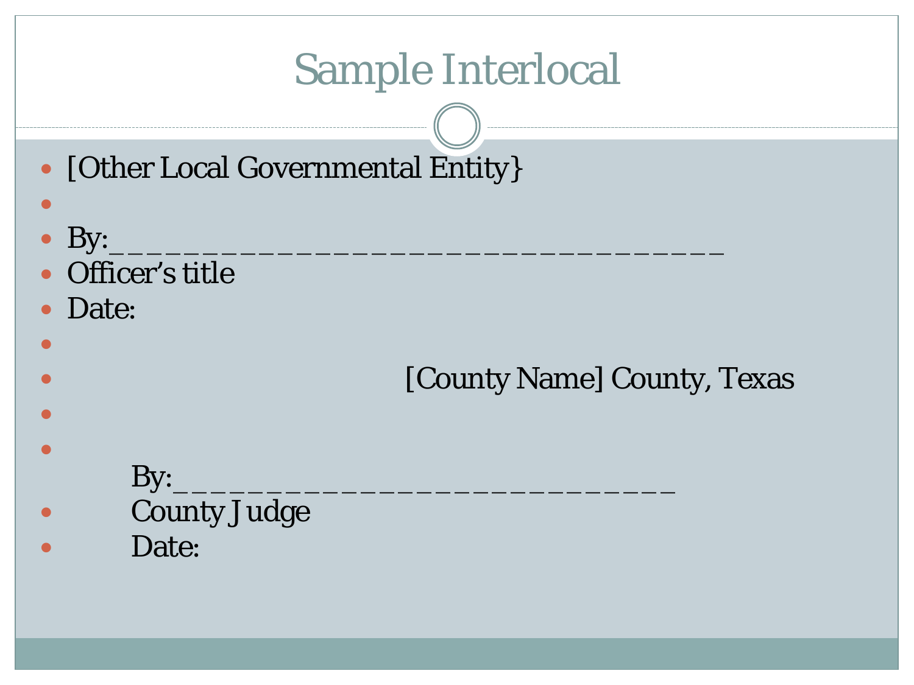# Sample Interlocal

- [Other Local Governmental Entity}
- By:___________________________________
- Officer's title
- Date:
- [County Name] County, Texas
- By:_____________________________
- County Judge
- Date: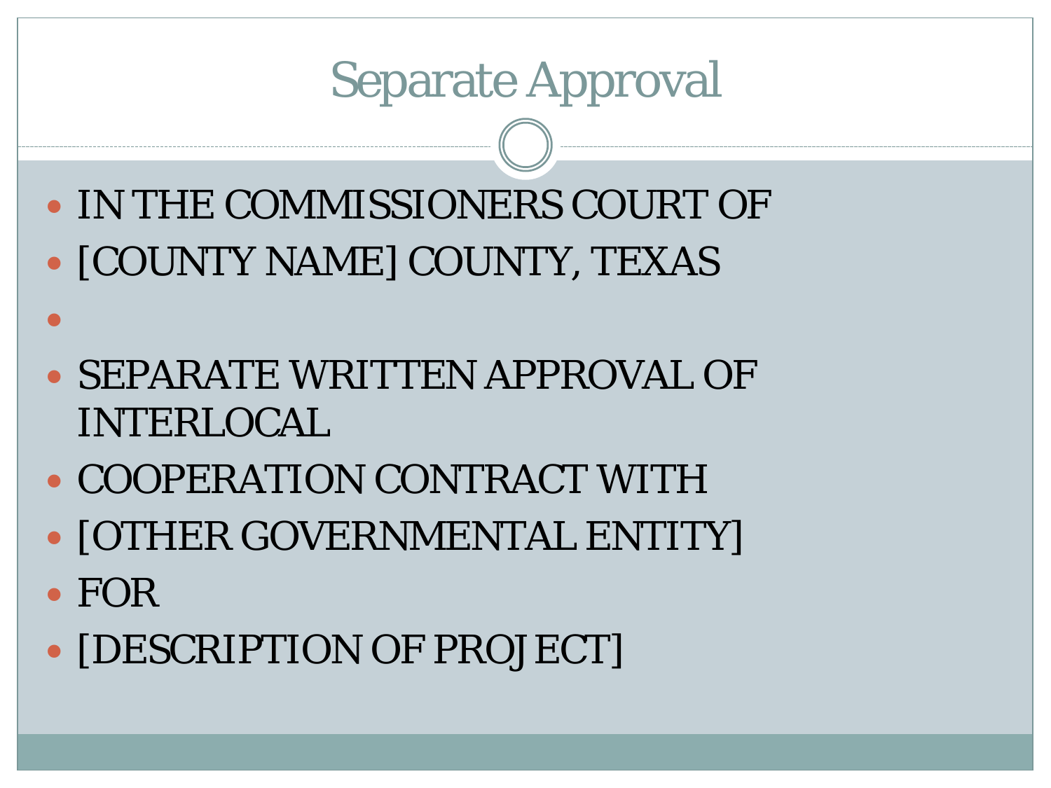# Separate Approval

- IN THE COMMISSIONERS COURT OF
- [COUNTY NAME] COUNTY, TEXAS
- 
- SEPARATE WRITTEN APPROVAL OF INTERLOCAL
- COOPERATION CONTRACT WITH
- [OTHER GOVERNMENTAL ENTITY]
- FOR
- [DESCRIPTION OF PROJECT]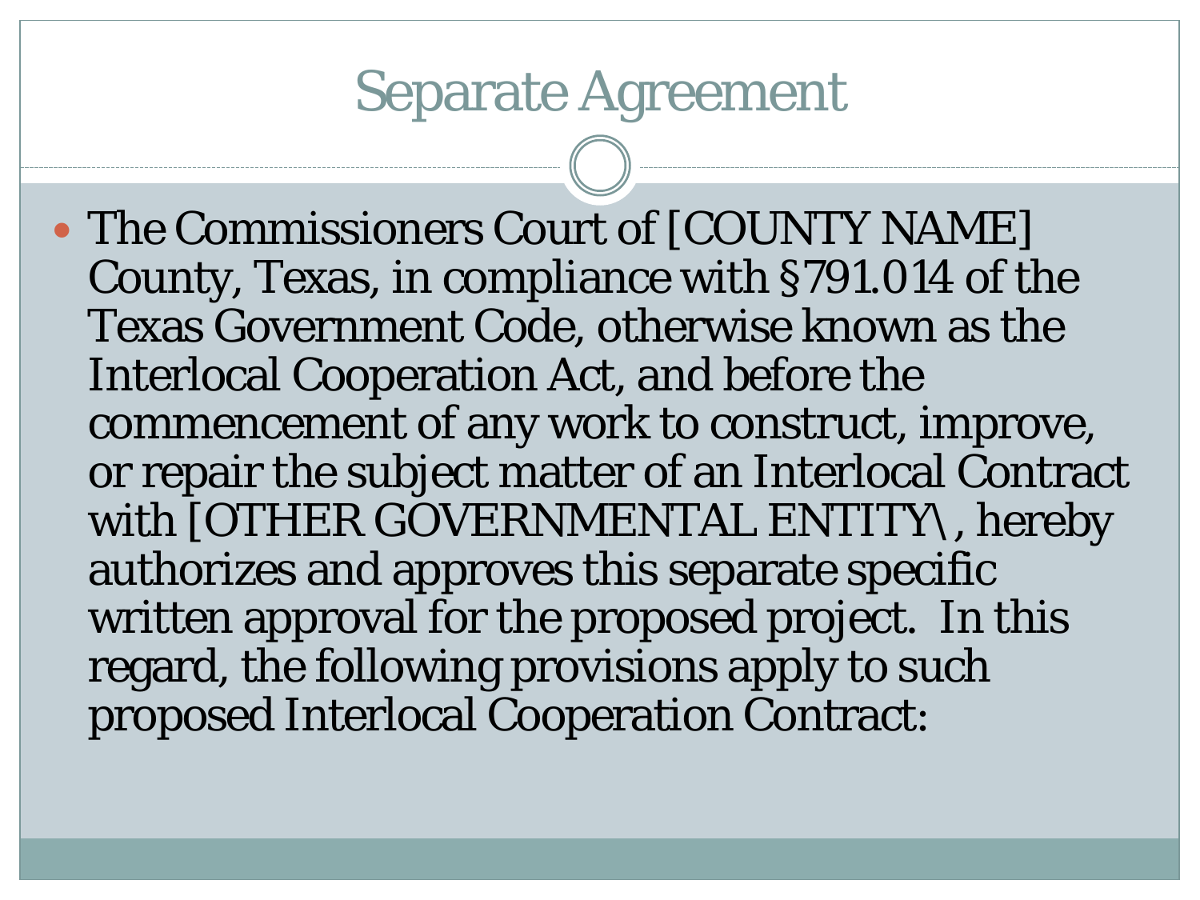# Separate Agreement

- The Commissioners Court of [COUNTY NAME] County, Texas, in compliance with §791.014 of the Texas Government Code, otherwise known as the Interlocal Cooperation Act, and before the commencement of any work to construct, improve, or repair the subject matter of an Interlocal Contract with [OTHER GOVERNMENTAL ENTITY\, hereby authorizes and approves this separate specific written approval for the proposed project. In this regard, the following provisions apply to such proposed Interlocal Cooperation Contract: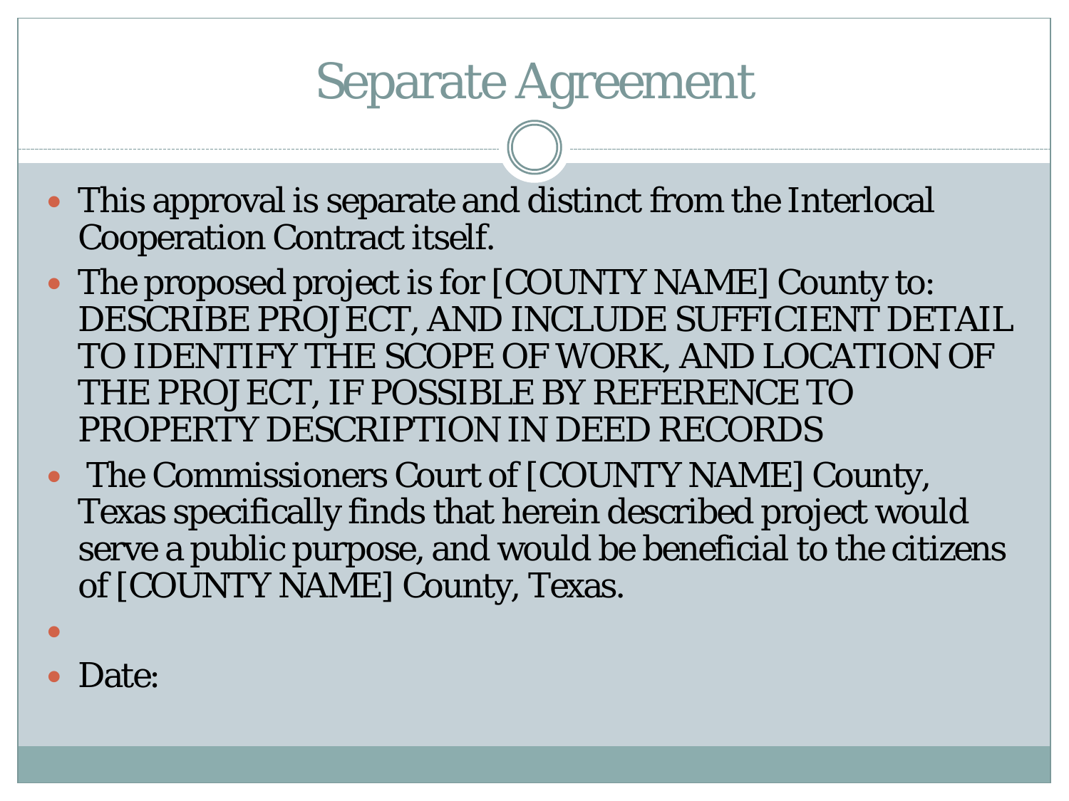# Separate Agreement

- This approval is separate and distinct from the Interlocal Cooperation Contract itself.
- The proposed project is for [COUNTY NAME] County to: DESCRIBE PROJECT, AND INCLUDE SUFFICIENT DETAIL TO IDENTIFY THE SCOPE OF WORK, AND LOCATION OF THE PROJECT, IF POSSIBLE BY REFERENCE TO PROPERTY DESCRIPTION IN DEED RECORDS
- The Commissioners Court of [COUNTY NAME] County, Texas specifically finds that herein described project would serve a public purpose, and would be beneficial to the citizens of [COUNTY NAME] County, Texas.
- 
- Date: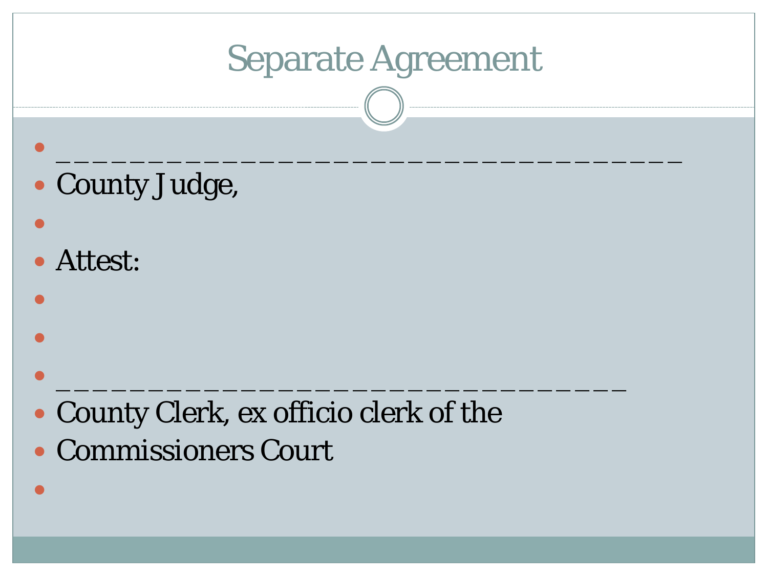# Separate Agreement

- ____________________________________
- County Judge,
-
- Attest:
-
-
- _________________________________
- County Clerk, ex officio clerk of the
- Commissioners Court
-